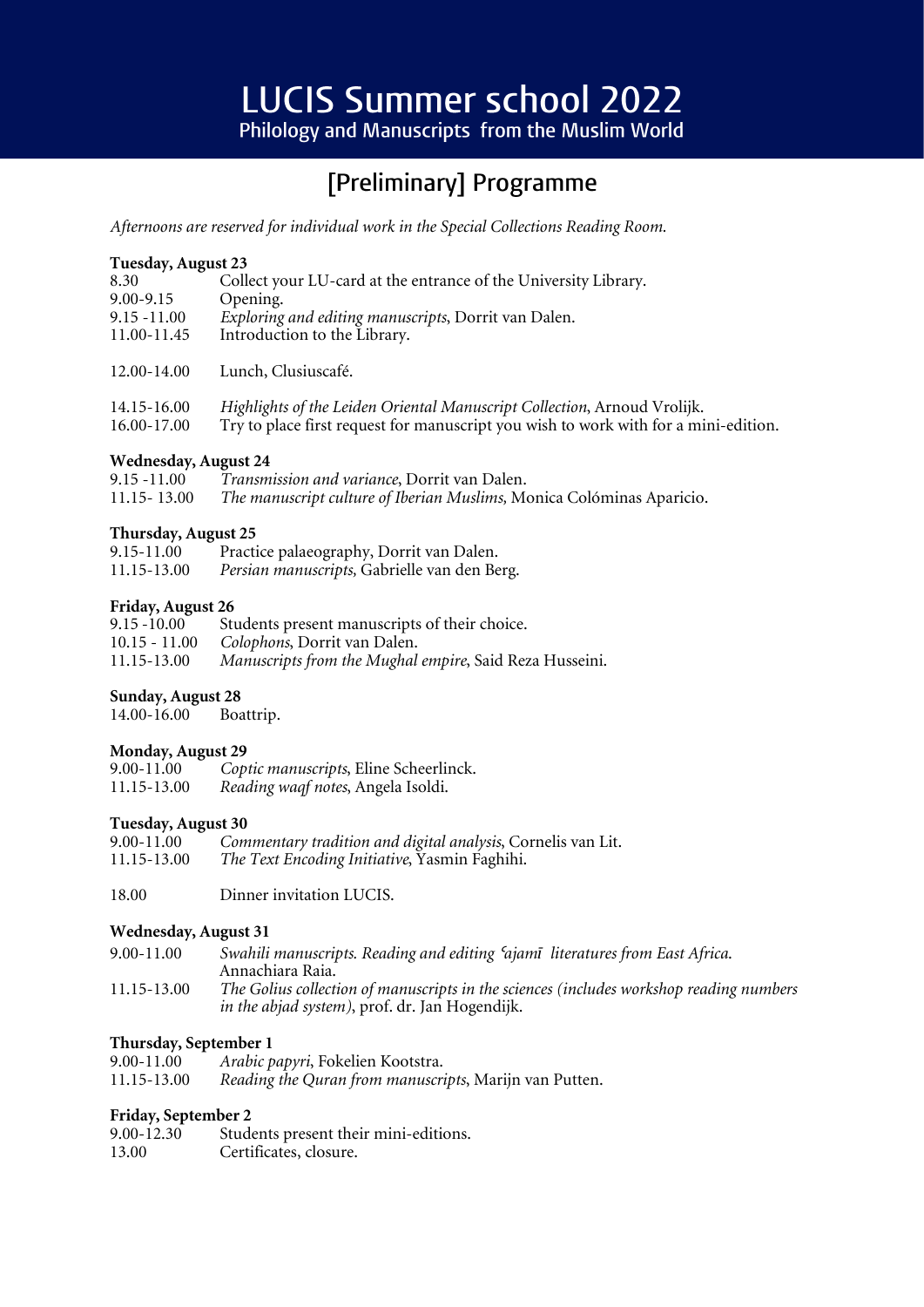# LUCIS Summer school 2022

Philology and Manuscripts from the Muslim World

## [Preliminary] Programme

*Afternoons are reserved for individual work in the Special Collections Reading Room.*

**Tuesday, August 23**

8.30 Collect your LU-card at the entrance of the University Library.
9.00-9.15 Opening.
9.15 -11.00 *Exploring and editing manuscripts*, Dorrit van Dalen.
11.00-11.45 Introduction to the Library.

12.00-14.00 Lunch, Clusiuscafé.

14.15-16.00 *Highlights of the Leiden Oriental Manuscript Collection*, Arnoud Vrolijk.
16.00-17.00 Try to place first request for manuscript you wish to work with for a mini-edition.

**Wednesday, August 24**

9.15 -11.00 *Transmission and variance*, Dorrit van Dalen.
11.15- 13.00 *The manuscript culture of Iberian Muslims,* Monica Colóminas Aparicio.

**Thursday, August 25**

9.15-11.00 Practice palaeography, Dorrit van Dalen.
11.15-13.00 *Persian manuscripts,* Gabrielle van den Berg.

**Friday, August 26**

9.15 -10.00 Students present manuscripts of their choice.
10.15 - 11.00 *Colophons*, Dorrit van Dalen.
11.15-13.00 *Manuscripts from the Mughal empire*, Said Reza Husseini.

**Sunday, August 28**

14.00-16.00 Boattrip.

**Monday, August 29**

9.00-11.00 *Coptic manuscripts*, Eline Scheerlinck.
11.15-13.00 *Reading waqf notes*, Angela Isoldi.

**Tuesday, August 30**

9.00-11.00 *Commentary tradition and digital analysis*, Cornelis van Lit.
11.15-13.00 *The Text Encoding Initiative*, Yasmin Faghihi.

18.00 Dinner invitation LUCIS.

**Wednesday, August 31**

9.00-11.00 *Swahili manuscripts. Reading and editing ʿajamī literatures from East Africa.* Annachiara Raia.
11.15-13.00 *The Golius collection of manuscripts in the sciences (includes workshop reading numbers in the abjad system)*, prof. dr. Jan Hogendijk.

**Thursday, September 1**

9.00-11.00 *Arabic papyri*, Fokelien Kootstra.
11.15-13.00 *Reading the Quran from manuscripts*, Marijn van Putten.

**Friday, September 2**

9.00-12.30 Students present their mini-editions.
13.00 Certificates, closure.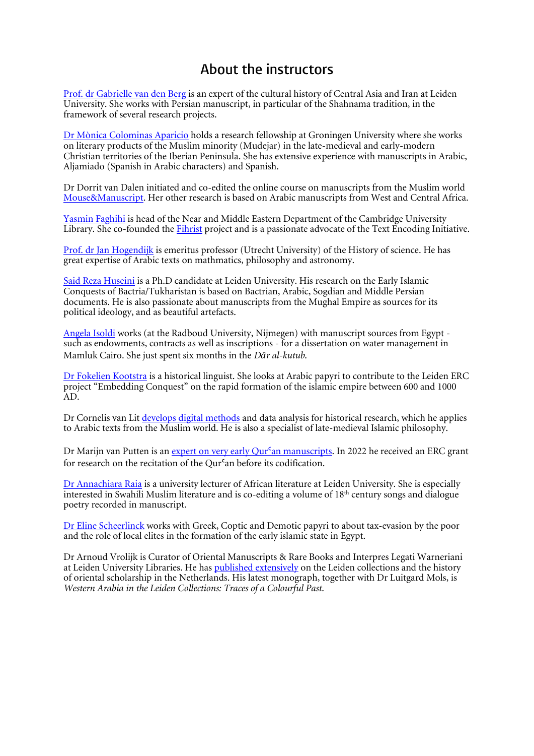# About the instructors

Prof. dr Gabrielle van den Berg is an expert of the cultural history of Central Asia and Iran at Leiden University. She works with Persian manuscript, in particular of the Shahnama tradition, in the framework of several research projects.

Dr Mònica Colominas Aparicio holds a research fellowship at Groningen University where she works on literary products of the Muslim minority (Mudejar) in the late-medieval and early-modern Christian territories of the Iberian Peninsula. She has extensive experience with manuscripts in Arabic, Aljamiado (Spanish in Arabic characters) and Spanish.

Dr Dorrit van Dalen initiated and co-edited the online course on manuscripts from the Muslim world Mouse&Manuscript. Her other research is based on Arabic manuscripts from West and Central Africa.

Yasmin Faghihi is head of the Near and Middle Eastern Department of the Cambridge University Library. She co-founded the Fihrist project and is a passionate advocate of the Text Encoding Initiative.

Prof. dr Jan Hogendijk is emeritus professor (Utrecht University) of the History of science. He has great expertise of Arabic texts on mathmatics, philosophy and astronomy.

Said Reza Huseini is a Ph.D candidate at Leiden University. His research on the Early Islamic Conquests of Bactria/Tukharistan is based on Bactrian, Arabic, Sogdian and Middle Persian documents. He is also passionate about manuscripts from the Mughal Empire as sources for its political ideology, and as beautiful artefacts.

Angela Isoldi works (at the Radboud University, Nijmegen) with manuscript sources from Egypt - such as endowments, contracts as well as inscriptions - for a dissertation on water management in Mamluk Cairo. She just spent six months in the *Dār al-kutub*.

Dr Fokelien Kootstra is a historical linguist. She looks at Arabic papyri to contribute to the Leiden ERC project "Embedding Conquest" on the rapid formation of the islamic empire between 600 and 1000 AD.

Dr Cornelis van Lit develops digital methods and data analysis for historical research, which he applies to Arabic texts from the Muslim world. He is also a specialist of late-medieval Islamic philosophy.

Dr Marijn van Putten is an expert on very early Qurʿan manuscripts. In 2022 he received an ERC grant for research on the recitation of the Qurʿan before its codification.

Dr Annachiara Raia is a university lecturer of African literature at Leiden University. She is especially interested in Swahili Muslim literature and is co-editing a volume of 18th century songs and dialogue poetry recorded in manuscript.

Dr Eline Scheerlinck works with Greek, Coptic and Demotic papyri to about tax-evasion by the poor and the role of local elites in the formation of the early islamic state in Egypt.

Dr Arnoud Vrolijk is Curator of Oriental Manuscripts & Rare Books and Interpres Legati Warneriani at Leiden University Libraries. He has published extensively on the Leiden collections and the history of oriental scholarship in the Netherlands. His latest monograph, together with Dr Luitgard Mols, is *Western Arabia in the Leiden Collections: Traces of a Colourful Past.*